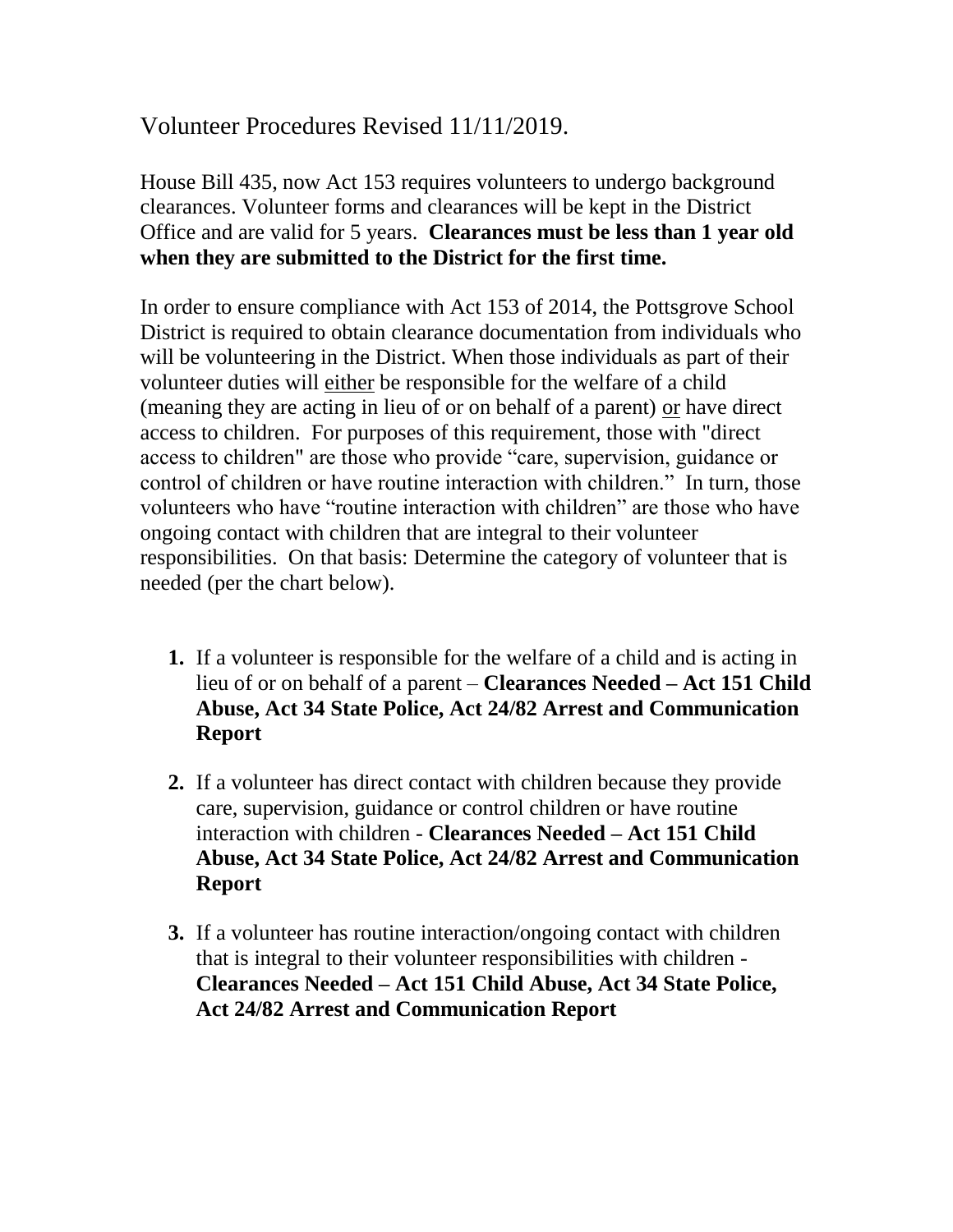# Volunteer Procedures Revised 11/11/2019.

House Bill 435, now Act 153 requires volunteers to undergo background clearances. Volunteer forms and clearances will be kept in the District Office and are valid for 5 years. **Clearances must be less than 1 year old when they are submitted to the District for the first time.**

In order to ensure compliance with Act 153 of 2014, the Pottsgrove School District is required to obtain clearance documentation from individuals who will be volunteering in the District. When those individuals as part of their volunteer duties will <u>either</u> be responsible for the welfare of a child (meaning they are acting in lieu of or on behalf of a parent) <u>or</u> have direct access to children. For purposes of this requirement, those with "direct access to children" are those who provide "care, supervision, guidance or control of children or have routine interaction with children." In turn, those volunteers who have "routine interaction with children" are those who have ongoing contact with children that are integral to their volunteer responsibilities. On that basis: Determine the category of volunteer that is needed (per the chart below).

1. If a volunteer is responsible for the welfare of a child and is acting in lieu of or on behalf of a parent – **Clearances Needed – Act 151 Child Abuse, Act 34 State Police, Act 24/82 Arrest and Communication Report**

2. If a volunteer has direct contact with children because they provide care, supervision, guidance or control children or have routine interaction with children - **Clearances Needed – Act 151 Child Abuse, Act 34 State Police, Act 24/82 Arrest and Communication Report**

3. If a volunteer has routine interaction/ongoing contact with children that is integral to their volunteer responsibilities with children - **Clearances Needed – Act 151 Child Abuse, Act 34 State Police, Act 24/82 Arrest and Communication Report**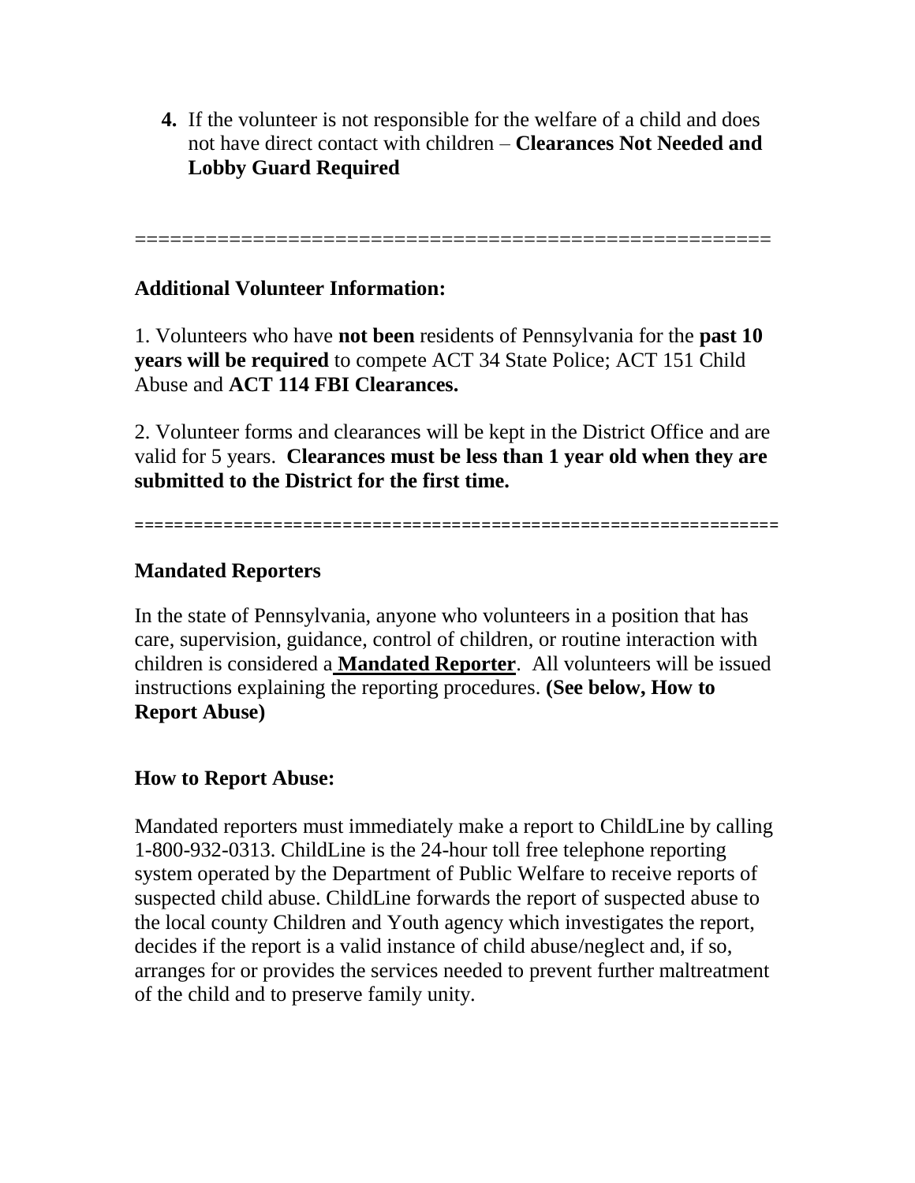4. If the volunteer is not responsible for the welfare of a child and does not have direct contact with children – **Clearances Not Needed and Lobby Guard Required**

=====================================================

**Additional Volunteer Information:**

1. Volunteers who have **not been** residents of Pennsylvania for the **past 10 years will be required** to compete ACT 34 State Police; ACT 151 Child Abuse and **ACT 114 FBI Clearances.**

2. Volunteer forms and clearances will be kept in the District Office and are valid for 5 years. **Clearances must be less than 1 year old when they are submitted to the District for the first time.**

==============================================================

**Mandated Reporters**

In the state of Pennsylvania, anyone who volunteers in a position that has care, supervision, guidance, control of children, or routine interaction with children is considered a **Mandated Reporter**. All volunteers will be issued instructions explaining the reporting procedures. **(See below, How to Report Abuse)**

**How to Report Abuse:**

Mandated reporters must immediately make a report to ChildLine by calling 1-800-932-0313. ChildLine is the 24-hour toll free telephone reporting system operated by the Department of Public Welfare to receive reports of suspected child abuse. ChildLine forwards the report of suspected abuse to the local county Children and Youth agency which investigates the report, decides if the report is a valid instance of child abuse/neglect and, if so, arranges for or provides the services needed to prevent further maltreatment of the child and to preserve family unity.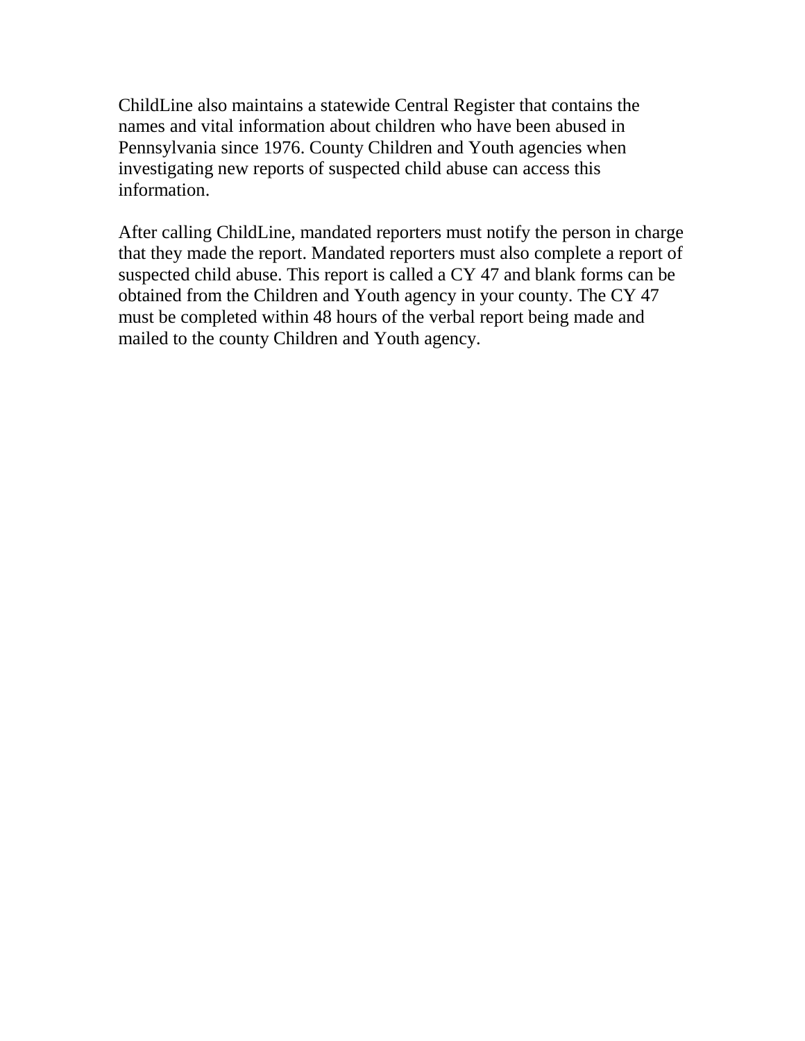ChildLine also maintains a statewide Central Register that contains the names and vital information about children who have been abused in Pennsylvania since 1976. County Children and Youth agencies when investigating new reports of suspected child abuse can access this information.

After calling ChildLine, mandated reporters must notify the person in charge that they made the report. Mandated reporters must also complete a report of suspected child abuse. This report is called a CY 47 and blank forms can be obtained from the Children and Youth agency in your county. The CY 47 must be completed within 48 hours of the verbal report being made and mailed to the county Children and Youth agency.